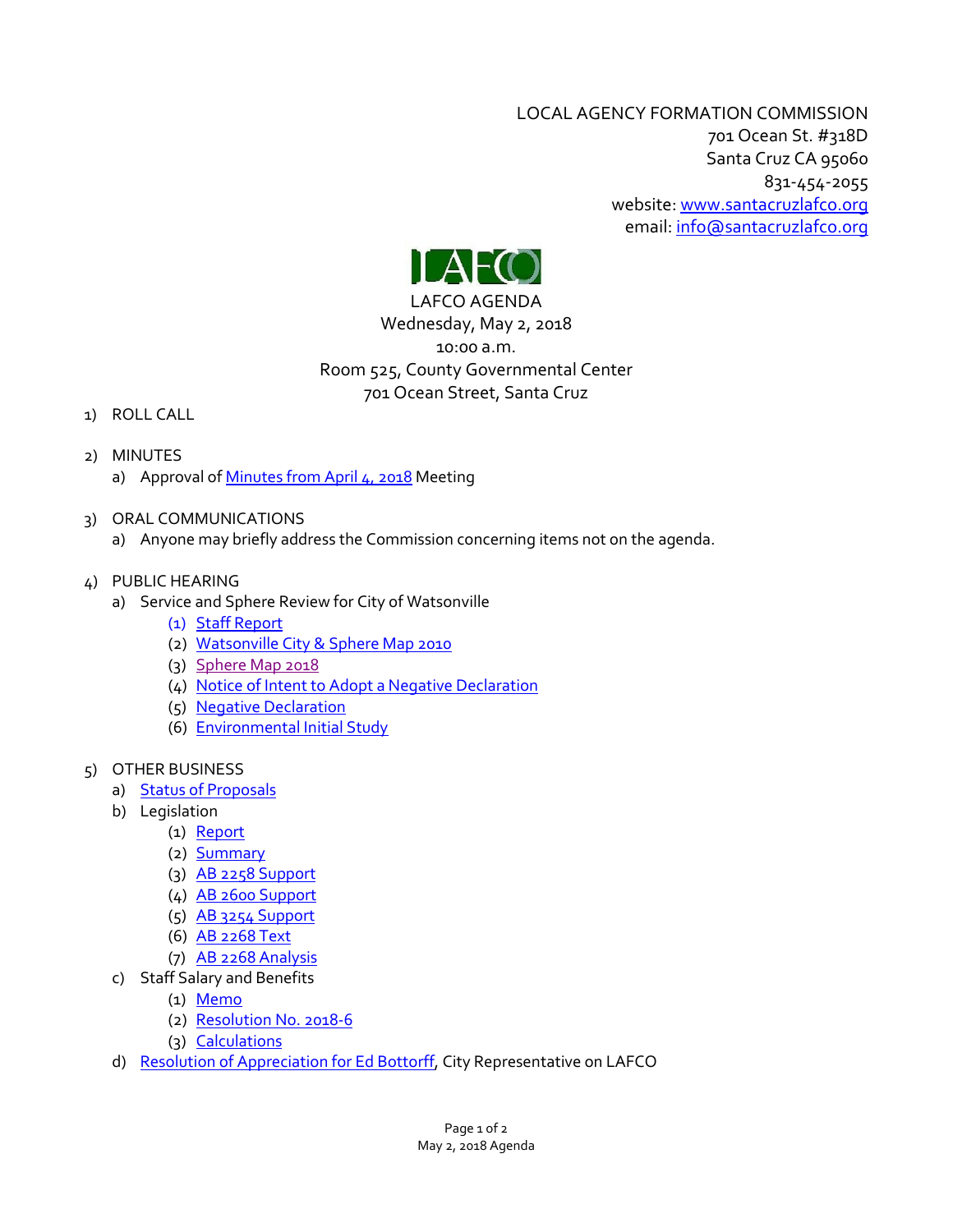LOCAL AGENCY FORMATION COMMISSION
701 Ocean St. #318D
Santa Cruz CA 95060
831-454-2055
website: www.santacruzlafco.org
email: info@santacruzlafco.org

LAFCO

LAFCO AGENDA
Wednesday, May 2, 2018
10:00 a.m.
Room 525, County Governmental Center
701 Ocean Street, Santa Cruz

1) ROLL CALL

2) MINUTES
   a) Approval of Minutes from April 4, 2018 Meeting

3) ORAL COMMUNICATIONS
   a) Anyone may briefly address the Commission concerning items not on the agenda.

4) PUBLIC HEARING
   a) Service and Sphere Review for City of Watsonville
      (1) Staff Report
      (2) Watsonville City & Sphere Map 2010
      (3) Sphere Map 2018
      (4) Notice of Intent to Adopt a Negative Declaration
      (5) Negative Declaration
      (6) Environmental Initial Study

5) OTHER BUSINESS
   a) Status of Proposals
   b) Legislation
      (1) Report
      (2) Summary
      (3) AB 2258 Support
      (4) AB 2600 Support
      (5) AB 3254 Support
      (6) AB 2268 Text
      (7) AB 2268 Analysis
   c) Staff Salary and Benefits
      (1) Memo
      (2) Resolution No. 2018-6
      (3) Calculations
   d) Resolution of Appreciation for Ed Bottorff, City Representative on LAFCO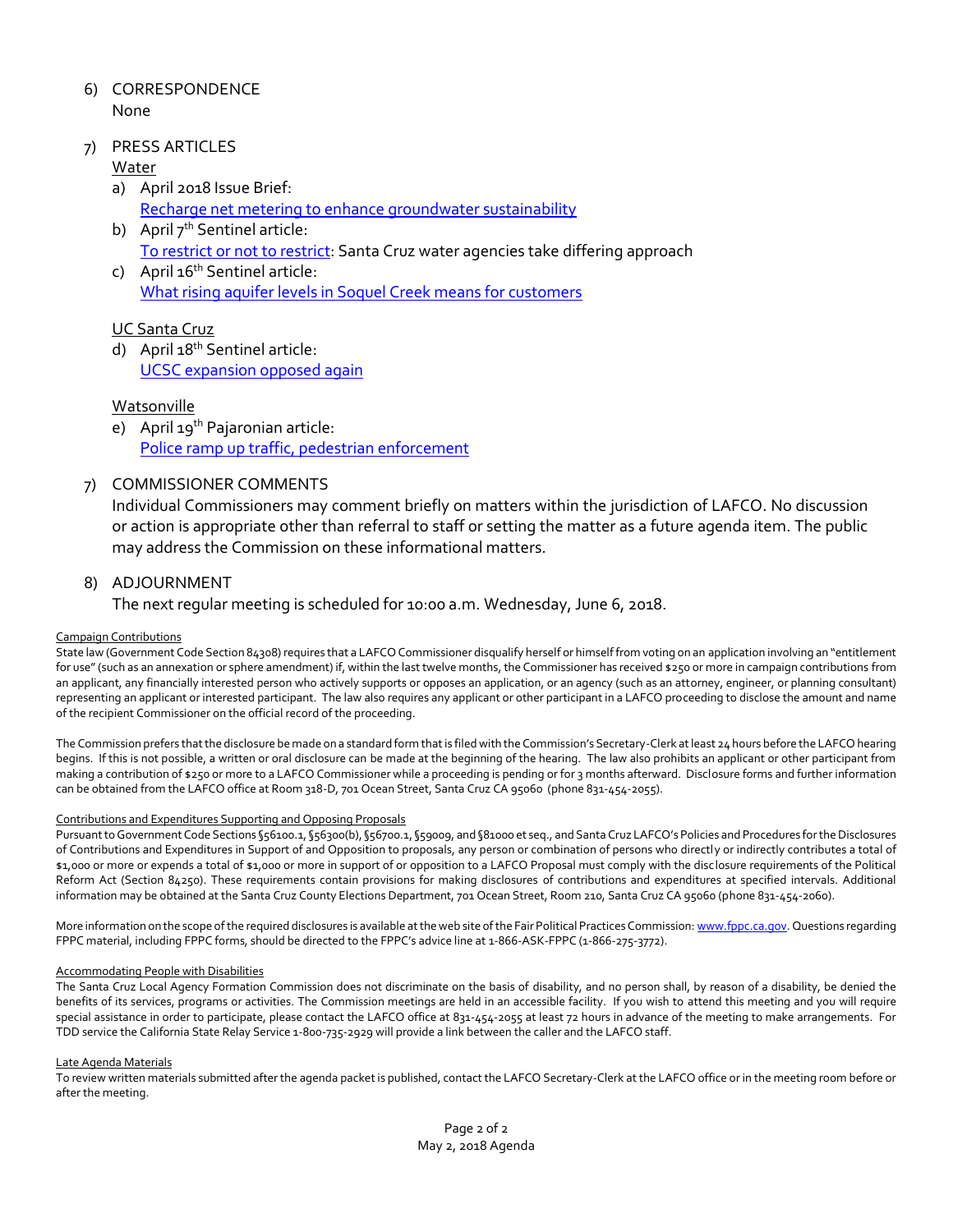6) CORRESPONDENCE
   None

7) PRESS ARTICLES

   Water

   a) April 2018 Issue Brief:
      Recharge net metering to enhance groundwater sustainability
   b) April 7th Sentinel article:
      To restrict or not to restrict: Santa Cruz water agencies take differing approach
   c) April 16th Sentinel article:
      What rising aquifer levels in Soquel Creek means for customers

   UC Santa Cruz

   d) April 18th Sentinel article:
      UCSC expansion opposed again

   Watsonville

   e) April 19th Pajaronian article:
      Police ramp up traffic, pedestrian enforcement

7) COMMISSIONER COMMENTS
   Individual Commissioners may comment briefly on matters within the jurisdiction of LAFCO. No discussion or action is appropriate other than referral to staff or setting the matter as a future agenda item. The public may address the Commission on these informational matters.

8) ADJOURNMENT
   The next regular meeting is scheduled for 10:00 a.m. Wednesday, June 6, 2018.

Campaign Contributions

State law (Government Code Section 84308) requires that a LAFCO Commissioner disqualify herself or himself from voting on an application involving an "entitlement for use" (such as an annexation or sphere amendment) if, within the last twelve months, the Commissioner has received $250 or more in campaign contributions from an applicant, any financially interested person who actively supports or opposes an application, or an agency (such as an attorney, engineer, or planning consultant) representing an applicant or interested participant. The law also requires any applicant or other participant in a LAFCO proceeding to disclose the amount and name of the recipient Commissioner on the official record of the proceeding.

The Commission prefers that the disclosure be made on a standard form that is filed with the Commission's Secretary-Clerk at least 24 hours before the LAFCO hearing begins. If this is not possible, a written or oral disclosure can be made at the beginning of the hearing. The law also prohibits an applicant or other participant from making a contribution of $250 or more to a LAFCO Commissioner while a proceeding is pending or for 3 months afterward. Disclosure forms and further information can be obtained from the LAFCO office at Room 318-D, 701 Ocean Street, Santa Cruz CA 95060 (phone 831-454-2055).

Contributions and Expenditures Supporting and Opposing Proposals

Pursuant to Government Code Sections §56100.1, §56300(b), §56700.1, §59009, and §81000 et seq., and Santa Cruz LAFCO's Policies and Procedures for the Disclosures of Contributions and Expenditures in Support of and Opposition to proposals, any person or combination of persons who directly or indirectly contributes a total of $1,000 or more or expends a total of $1,000 or more in support of or opposition to a LAFCO Proposal must comply with the disclosure requirements of the Political Reform Act (Section 84250). These requirements contain provisions for making disclosures of contributions and expenditures at specified intervals. Additional information may be obtained at the Santa Cruz County Elections Department, 701 Ocean Street, Room 210, Santa Cruz CA 95060 (phone 831-454-2060).

More information on the scope of the required disclosures is available at the web site of the Fair Political Practices Commission: www.fppc.ca.gov. Questions regarding FPPC material, including FPPC forms, should be directed to the FPPC's advice line at 1-866-ASK-FPPC (1-866-275-3772).

Accommodating People with Disabilities

The Santa Cruz Local Agency Formation Commission does not discriminate on the basis of disability, and no person shall, by reason of a disability, be denied the benefits of its services, programs or activities. The Commission meetings are held in an accessible facility. If you wish to attend this meeting and you will require special assistance in order to participate, please contact the LAFCO office at 831-454-2055 at least 72 hours in advance of the meeting to make arrangements. For TDD service the California State Relay Service 1-800-735-2929 will provide a link between the caller and the LAFCO staff.

Late Agenda Materials

To review written materials submitted after the agenda packet is published, contact the LAFCO Secretary-Clerk at the LAFCO office or in the meeting room before or after the meeting.